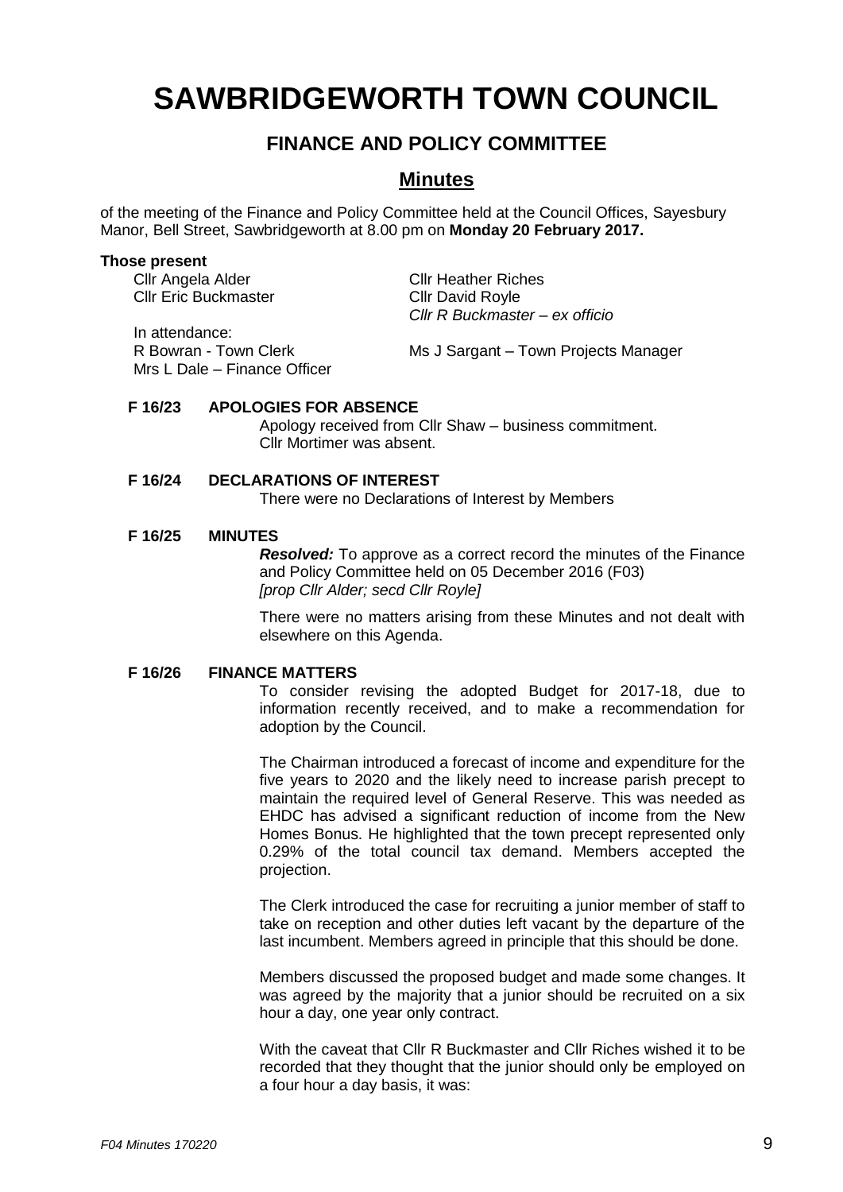# SAWBRIDGEWORTH TOWN COUNCIL

## FINANCE AND POLICY COMMITTEE

## Minutes

of the meeting of the Finance and Policy Committee held at the Council Offices, Sayesbury Manor, Bell Street, Sawbridgeworth at 8.00 pm on **Monday 20 February 2017.**

**Those present**

Cllr Angela Alder
Cllr Eric Buckmaster
Cllr Heather Riches
Cllr David Royle
*Cllr R Buckmaster – ex officio*

In attendance:
R Bowran - Town Clerk
Mrs L Dale – Finance Officer
Ms J Sargant – Town Projects Manager

**F 16/23 APOLOGIES FOR ABSENCE**

Apology received from Cllr Shaw – business commitment.
Cllr Mortimer was absent.

**F 16/24 DECLARATIONS OF INTEREST**

There were no Declarations of Interest by Members

**F 16/25 MINUTES**

***Resolved:*** To approve as a correct record the minutes of the Finance and Policy Committee held on 05 December 2016 (F03)
*[prop Cllr Alder; secd Cllr Royle]*

There were no matters arising from these Minutes and not dealt with elsewhere on this Agenda.

**F 16/26 FINANCE MATTERS**

To consider revising the adopted Budget for 2017-18, due to information recently received, and to make a recommendation for adoption by the Council.

The Chairman introduced a forecast of income and expenditure for the five years to 2020 and the likely need to increase parish precept to maintain the required level of General Reserve. This was needed as EHDC has advised a significant reduction of income from the New Homes Bonus. He highlighted that the town precept represented only 0.29% of the total council tax demand. Members accepted the projection.

The Clerk introduced the case for recruiting a junior member of staff to take on reception and other duties left vacant by the departure of the last incumbent. Members agreed in principle that this should be done.

Members discussed the proposed budget and made some changes. It was agreed by the majority that a junior should be recruited on a six hour a day, one year only contract.

With the caveat that Cllr R Buckmaster and Cllr Riches wished it to be recorded that they thought that the junior should only be employed on a four hour a day basis, it was: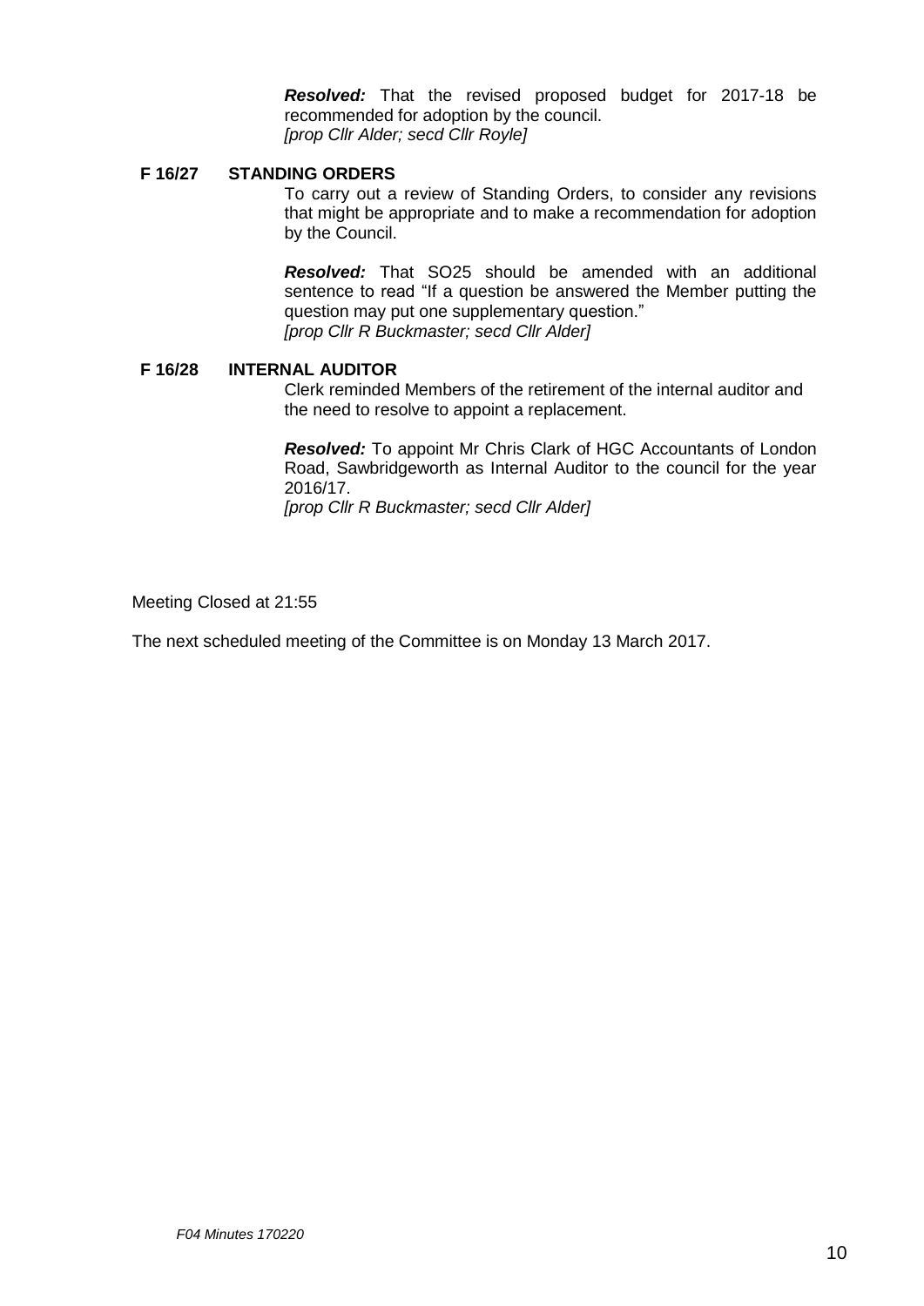***Resolved:*** That the revised proposed budget for 2017-18 be recommended for adoption by the council.
*[prop Cllr Alder; secd Cllr Royle]*

**F 16/27 STANDING ORDERS**

To carry out a review of Standing Orders, to consider any revisions that might be appropriate and to make a recommendation for adoption by the Council.

***Resolved:*** That SO25 should be amended with an additional sentence to read "If a question be answered the Member putting the question may put one supplementary question."
*[prop Cllr R Buckmaster; secd Cllr Alder]*

**F 16/28 INTERNAL AUDITOR**

Clerk reminded Members of the retirement of the internal auditor and the need to resolve to appoint a replacement.

***Resolved:*** To appoint Mr Chris Clark of HGC Accountants of London Road, Sawbridgeworth as Internal Auditor to the council for the year 2016/17.
*[prop Cllr R Buckmaster; secd Cllr Alder]*

Meeting Closed at 21:55

The next scheduled meeting of the Committee is on Monday 13 March 2017.